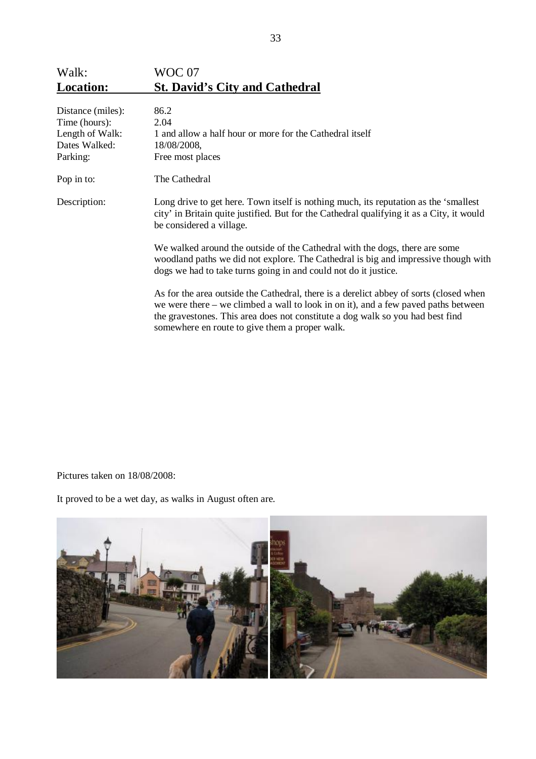| Walk: | WOC 07 |
|---|---|
| **Location:** | **St. David's City and Cathedral** |
| Distance (miles): | 86.2 |
| Time (hours): | 2.04 |
| Length of Walk: | 1 and allow a half hour or more for the Cathedral itself |
| Dates Walked: | 18/08/2008, |
| Parking: | Free most places |
| Pop in to: | The Cathedral |
| Description: | Long drive to get here. Town itself is nothing much, its reputation as the 'smallest city' in Britain quite justified. But for the Cathedral qualifying it as a City, it would be considered a village.<br><br>We walked around the outside of the Cathedral with the dogs, there are some woodland paths we did not explore. The Cathedral is big and impressive though with dogs we had to take turns going in and could not do it justice.<br><br>As for the area outside the Cathedral, there is a derelict abbey of sorts (closed when we were there – we climbed a wall to look in on it), and a few paved paths between the gravestones. This area does not constitute a dog walk so you had best find somewhere en route to give them a proper walk. |

Pictures taken on 18/08/2008:

It proved to be a wet day, as walks in August often are.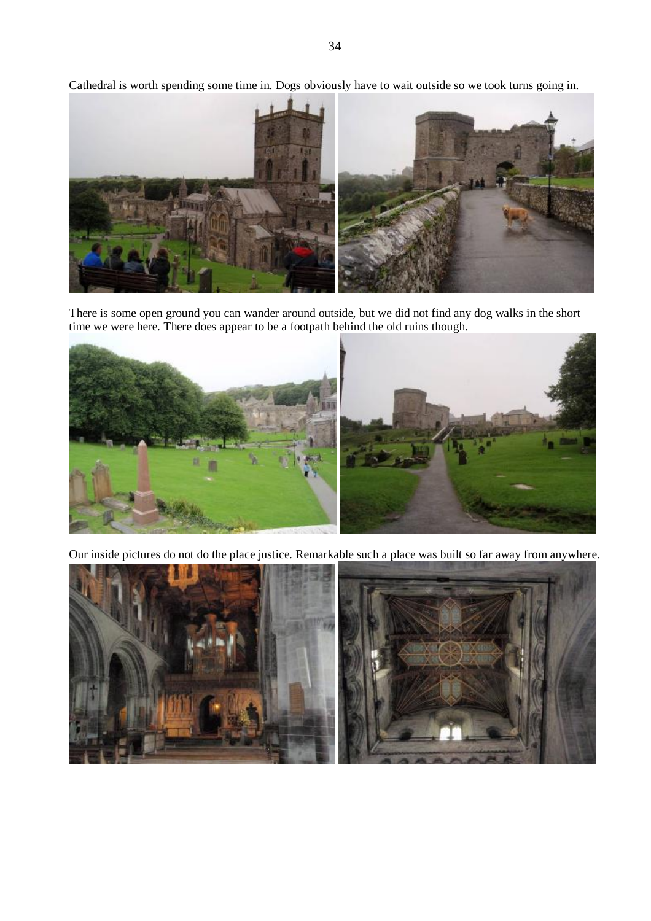Cathedral is worth spending some time in. Dogs obviously have to wait outside so we took turns going in.

There is some open ground you can wander around outside, but we did not find any dog walks in the short time we were here. There does appear to be a footpath behind the old ruins though.

Our inside pictures do not do the place justice. Remarkable such a place was built so far away from anywhere.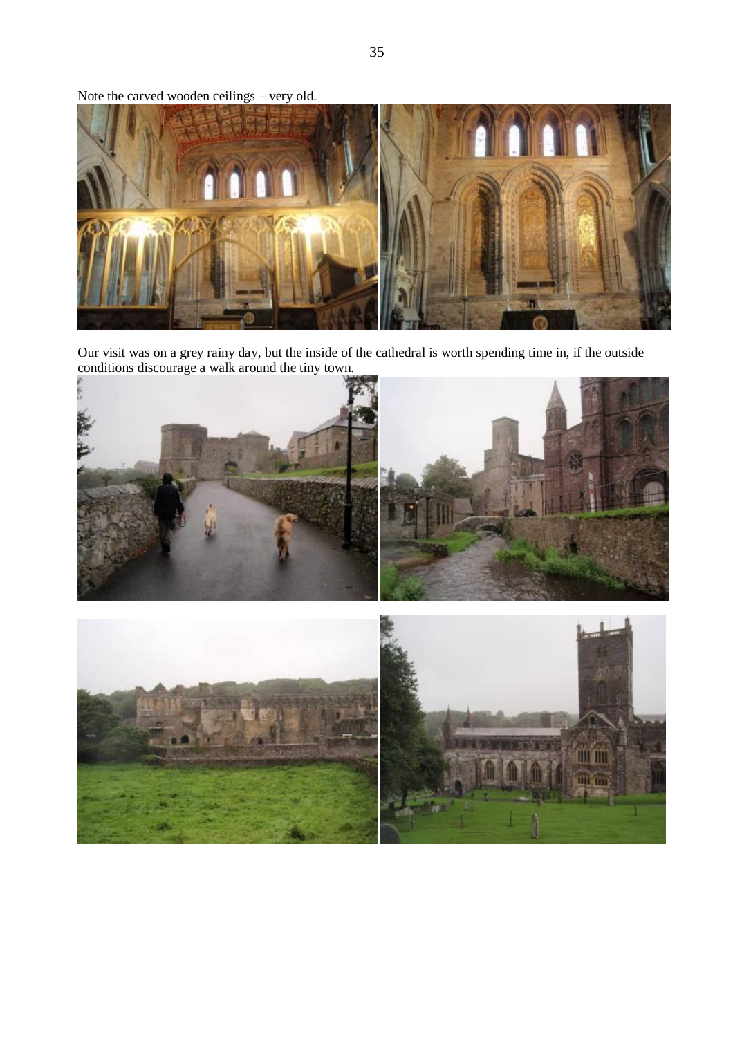Note the carved wooden ceilings – very old.

Our visit was on a grey rainy day, but the inside of the cathedral is worth spending time in, if the outside conditions discourage a walk around the tiny town.